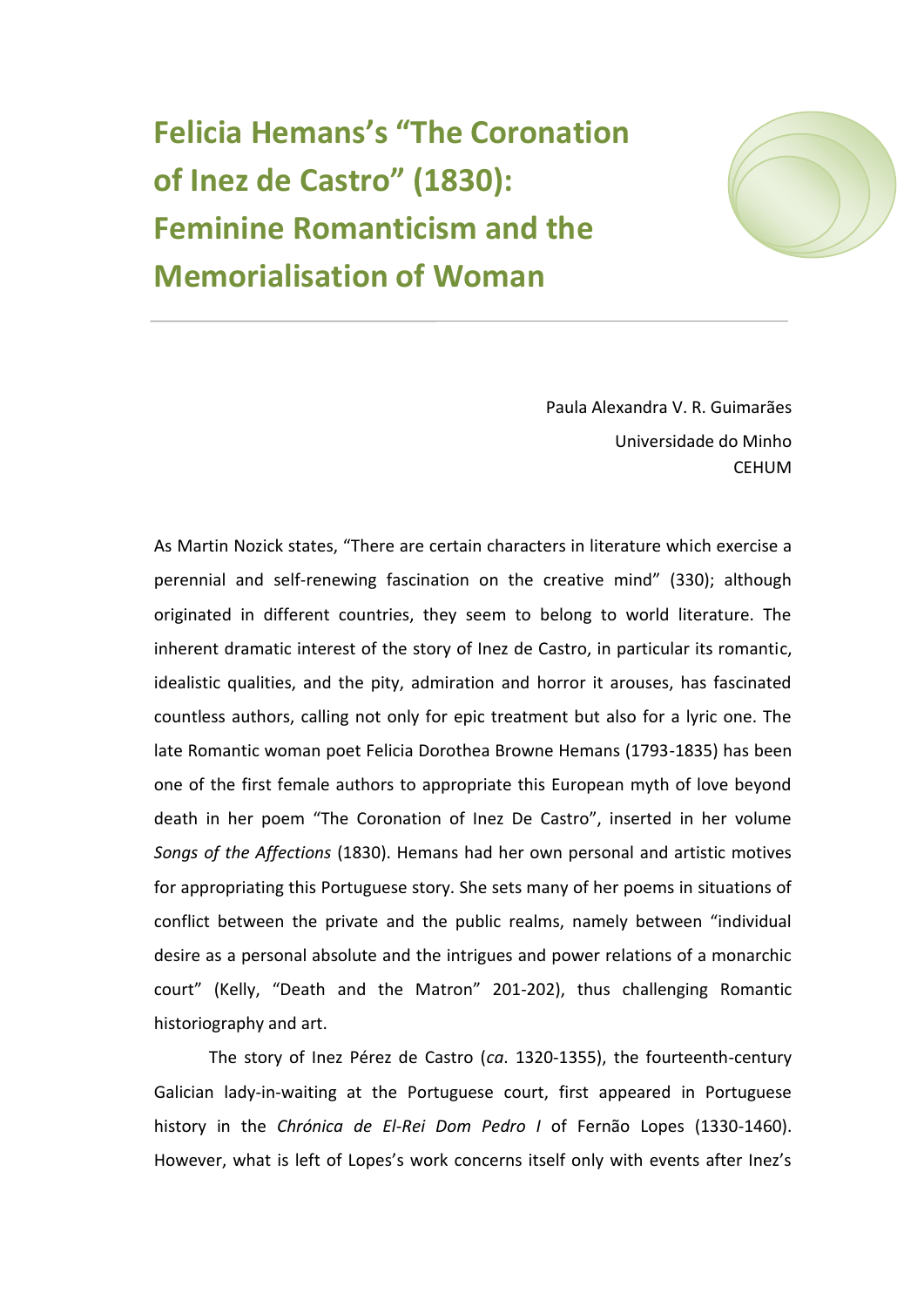# Felicia Hemans's "The Coronation of Inez de Castro" (1830): Feminine Romanticism and the Memorialisation of Woman

Paula Alexandra V. R. Guimarães
Universidade do Minho
CEHUM

As Martin Nozick states, "There are certain characters in literature which exercise a perennial and self-renewing fascination on the creative mind" (330); although originated in different countries, they seem to belong to world literature. The inherent dramatic interest of the story of Inez de Castro, in particular its romantic, idealistic qualities, and the pity, admiration and horror it arouses, has fascinated countless authors, calling not only for epic treatment but also for a lyric one. The late Romantic woman poet Felicia Dorothea Browne Hemans (1793-1835) has been one of the first female authors to appropriate this European myth of love beyond death in her poem "The Coronation of Inez De Castro", inserted in her volume *Songs of the Affections* (1830). Hemans had her own personal and artistic motives for appropriating this Portuguese story. She sets many of her poems in situations of conflict between the private and the public realms, namely between "individual desire as a personal absolute and the intrigues and power relations of a monarchic court" (Kelly, "Death and the Matron" 201-202), thus challenging Romantic historiography and art.

The story of Inez Pérez de Castro (*ca*. 1320-1355), the fourteenth-century Galician lady-in-waiting at the Portuguese court, first appeared in Portuguese history in the *Chrónica de El-Rei Dom Pedro I* of Fernão Lopes (1330-1460). However, what is left of Lopes's work concerns itself only with events after Inez's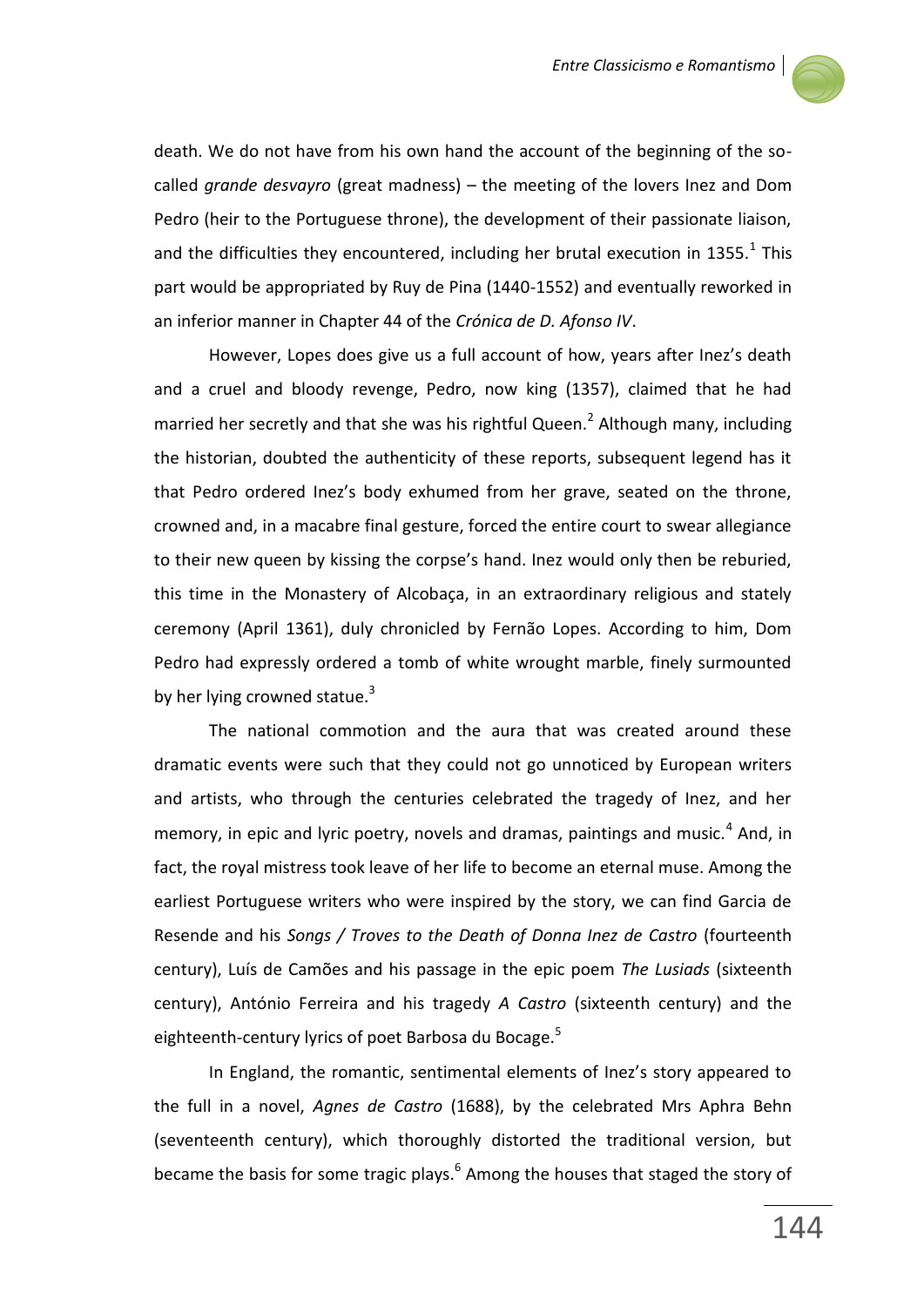death. We do not have from his own hand the account of the beginning of the so-called *grande desvayro* (great madness) – the meeting of the lovers Inez and Dom Pedro (heir to the Portuguese throne), the development of their passionate liaison, and the difficulties they encountered, including her brutal execution in 1355.[1] This part would be appropriated by Ruy de Pina (1440-1552) and eventually reworked in an inferior manner in Chapter 44 of the *Crónica de D. Afonso IV*.

However, Lopes does give us a full account of how, years after Inez's death and a cruel and bloody revenge, Pedro, now king (1357), claimed that he had married her secretly and that she was his rightful Queen.[2] Although many, including the historian, doubted the authenticity of these reports, subsequent legend has it that Pedro ordered Inez's body exhumed from her grave, seated on the throne, crowned and, in a macabre final gesture, forced the entire court to swear allegiance to their new queen by kissing the corpse's hand. Inez would only then be reburied, this time in the Monastery of Alcobaça, in an extraordinary religious and stately ceremony (April 1361), duly chronicled by Fernão Lopes. According to him, Dom Pedro had expressly ordered a tomb of white wrought marble, finely surmounted by her lying crowned statue.[3]

The national commotion and the aura that was created around these dramatic events were such that they could not go unnoticed by European writers and artists, who through the centuries celebrated the tragedy of Inez, and her memory, in epic and lyric poetry, novels and dramas, paintings and music.[4] And, in fact, the royal mistress took leave of her life to become an eternal muse. Among the earliest Portuguese writers who were inspired by the story, we can find Garcia de Resende and his *Songs / Troves to the Death of Donna Inez de Castro* (fourteenth century), Luís de Camões and his passage in the epic poem *The Lusiads* (sixteenth century), António Ferreira and his tragedy *A Castro* (sixteenth century) and the eighteenth-century lyrics of poet Barbosa du Bocage.[5]

In England, the romantic, sentimental elements of Inez's story appeared to the full in a novel, *Agnes de Castro* (1688), by the celebrated Mrs Aphra Behn (seventeenth century), which thoroughly distorted the traditional version, but became the basis for some tragic plays.[6] Among the houses that staged the story of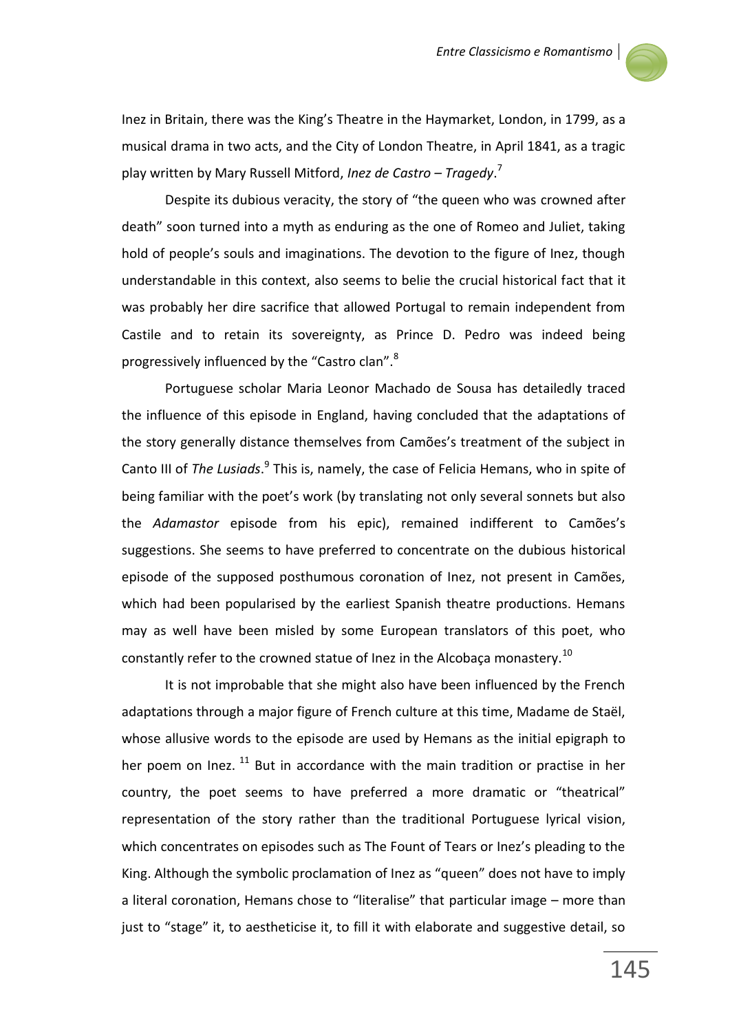Inez in Britain, there was the King's Theatre in the Haymarket, London, in 1799, as a musical drama in two acts, and the City of London Theatre, in April 1841, as a tragic play written by Mary Russell Mitford, *Inez de Castro – Tragedy*.[7]

Despite its dubious veracity, the story of "the queen who was crowned after death" soon turned into a myth as enduring as the one of Romeo and Juliet, taking hold of people's souls and imaginations. The devotion to the figure of Inez, though understandable in this context, also seems to belie the crucial historical fact that it was probably her dire sacrifice that allowed Portugal to remain independent from Castile and to retain its sovereignty, as Prince D. Pedro was indeed being progressively influenced by the "Castro clan".[8]

Portuguese scholar Maria Leonor Machado de Sousa has detailedly traced the influence of this episode in England, having concluded that the adaptations of the story generally distance themselves from Camões's treatment of the subject in Canto III of *The Lusiads*.[9] This is, namely, the case of Felicia Hemans, who in spite of being familiar with the poet's work (by translating not only several sonnets but also the *Adamastor* episode from his epic), remained indifferent to Camões's suggestions. She seems to have preferred to concentrate on the dubious historical episode of the supposed posthumous coronation of Inez, not present in Camões, which had been popularised by the earliest Spanish theatre productions. Hemans may as well have been misled by some European translators of this poet, who constantly refer to the crowned statue of Inez in the Alcobaça monastery.[10]

It is not improbable that she might also have been influenced by the French adaptations through a major figure of French culture at this time, Madame de Staël, whose allusive words to the episode are used by Hemans as the initial epigraph to her poem on Inez. [11] But in accordance with the main tradition or practise in her country, the poet seems to have preferred a more dramatic or "theatrical" representation of the story rather than the traditional Portuguese lyrical vision, which concentrates on episodes such as The Fount of Tears or Inez's pleading to the King. Although the symbolic proclamation of Inez as "queen" does not have to imply a literal coronation, Hemans chose to "literalise" that particular image – more than just to "stage" it, to aestheticise it, to fill it with elaborate and suggestive detail, so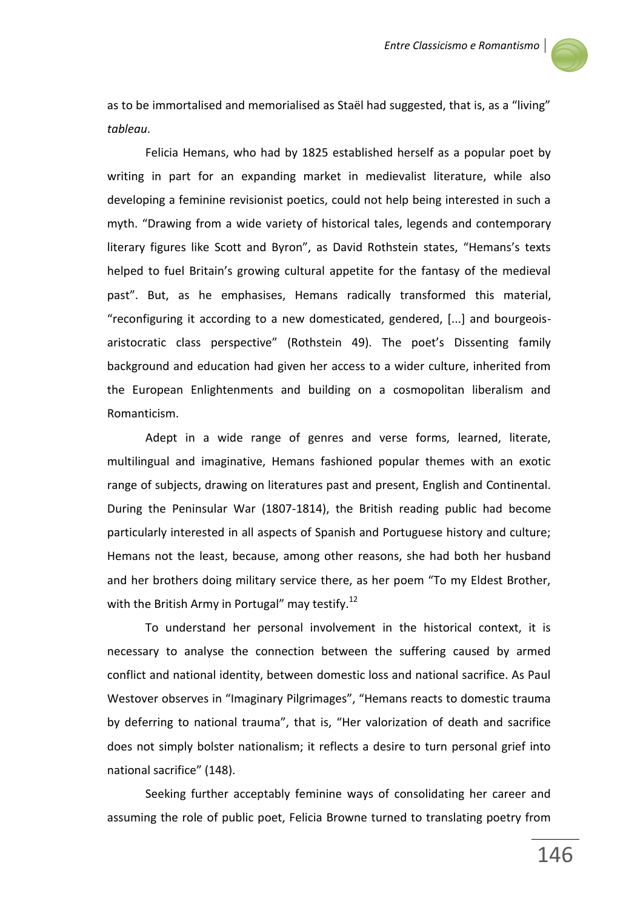as to be immortalised and memorialised as Staël had suggested, that is, as a "living" *tableau*.

Felicia Hemans, who had by 1825 established herself as a popular poet by writing in part for an expanding market in medievalist literature, while also developing a feminine revisionist poetics, could not help being interested in such a myth. "Drawing from a wide variety of historical tales, legends and contemporary literary figures like Scott and Byron", as David Rothstein states, "Hemans's texts helped to fuel Britain's growing cultural appetite for the fantasy of the medieval past". But, as he emphasises, Hemans radically transformed this material, "reconfiguring it according to a new domesticated, gendered, [...] and bourgeois-aristocratic class perspective" (Rothstein 49). The poet's Dissenting family background and education had given her access to a wider culture, inherited from the European Enlightenments and building on a cosmopolitan liberalism and Romanticism.

Adept in a wide range of genres and verse forms, learned, literate, multilingual and imaginative, Hemans fashioned popular themes with an exotic range of subjects, drawing on literatures past and present, English and Continental. During the Peninsular War (1807-1814), the British reading public had become particularly interested in all aspects of Spanish and Portuguese history and culture; Hemans not the least, because, among other reasons, she had both her husband and her brothers doing military service there, as her poem "To my Eldest Brother, with the British Army in Portugal" may testify.[12]

To understand her personal involvement in the historical context, it is necessary to analyse the connection between the suffering caused by armed conflict and national identity, between domestic loss and national sacrifice. As Paul Westover observes in "Imaginary Pilgrimages", "Hemans reacts to domestic trauma by deferring to national trauma", that is, "Her valorization of death and sacrifice does not simply bolster nationalism; it reflects a desire to turn personal grief into national sacrifice" (148).

Seeking further acceptably feminine ways of consolidating her career and assuming the role of public poet, Felicia Browne turned to translating poetry from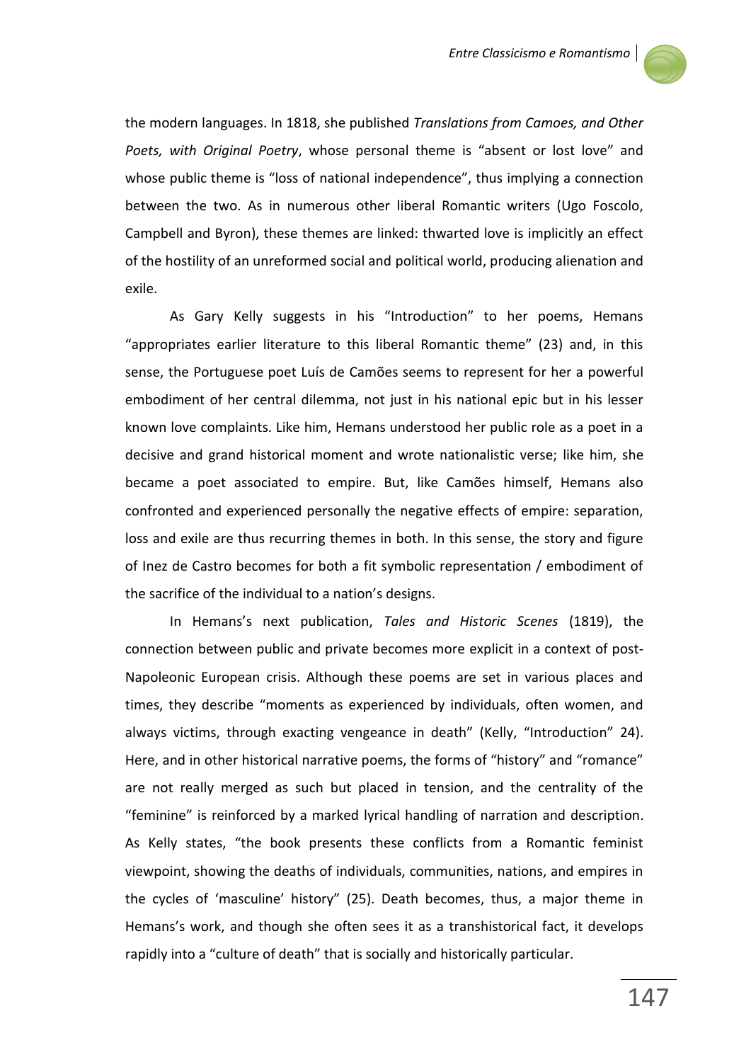the modern languages. In 1818, she published *Translations from Camoes, and Other Poets, with Original Poetry*, whose personal theme is "absent or lost love" and whose public theme is "loss of national independence", thus implying a connection between the two. As in numerous other liberal Romantic writers (Ugo Foscolo, Campbell and Byron), these themes are linked: thwarted love is implicitly an effect of the hostility of an unreformed social and political world, producing alienation and exile.

As Gary Kelly suggests in his "Introduction" to her poems, Hemans "appropriates earlier literature to this liberal Romantic theme" (23) and, in this sense, the Portuguese poet Luís de Camões seems to represent for her a powerful embodiment of her central dilemma, not just in his national epic but in his lesser known love complaints. Like him, Hemans understood her public role as a poet in a decisive and grand historical moment and wrote nationalistic verse; like him, she became a poet associated to empire. But, like Camões himself, Hemans also confronted and experienced personally the negative effects of empire: separation, loss and exile are thus recurring themes in both. In this sense, the story and figure of Inez de Castro becomes for both a fit symbolic representation / embodiment of the sacrifice of the individual to a nation's designs.

In Hemans's next publication, *Tales and Historic Scenes* (1819), the connection between public and private becomes more explicit in a context of post-Napoleonic European crisis. Although these poems are set in various places and times, they describe "moments as experienced by individuals, often women, and always victims, through exacting vengeance in death" (Kelly, "Introduction" 24). Here, and in other historical narrative poems, the forms of "history" and "romance" are not really merged as such but placed in tension, and the centrality of the "feminine" is reinforced by a marked lyrical handling of narration and description. As Kelly states, "the book presents these conflicts from a Romantic feminist viewpoint, showing the deaths of individuals, communities, nations, and empires in the cycles of 'masculine' history" (25). Death becomes, thus, a major theme in Hemans's work, and though she often sees it as a transhistorical fact, it develops rapidly into a "culture of death" that is socially and historically particular.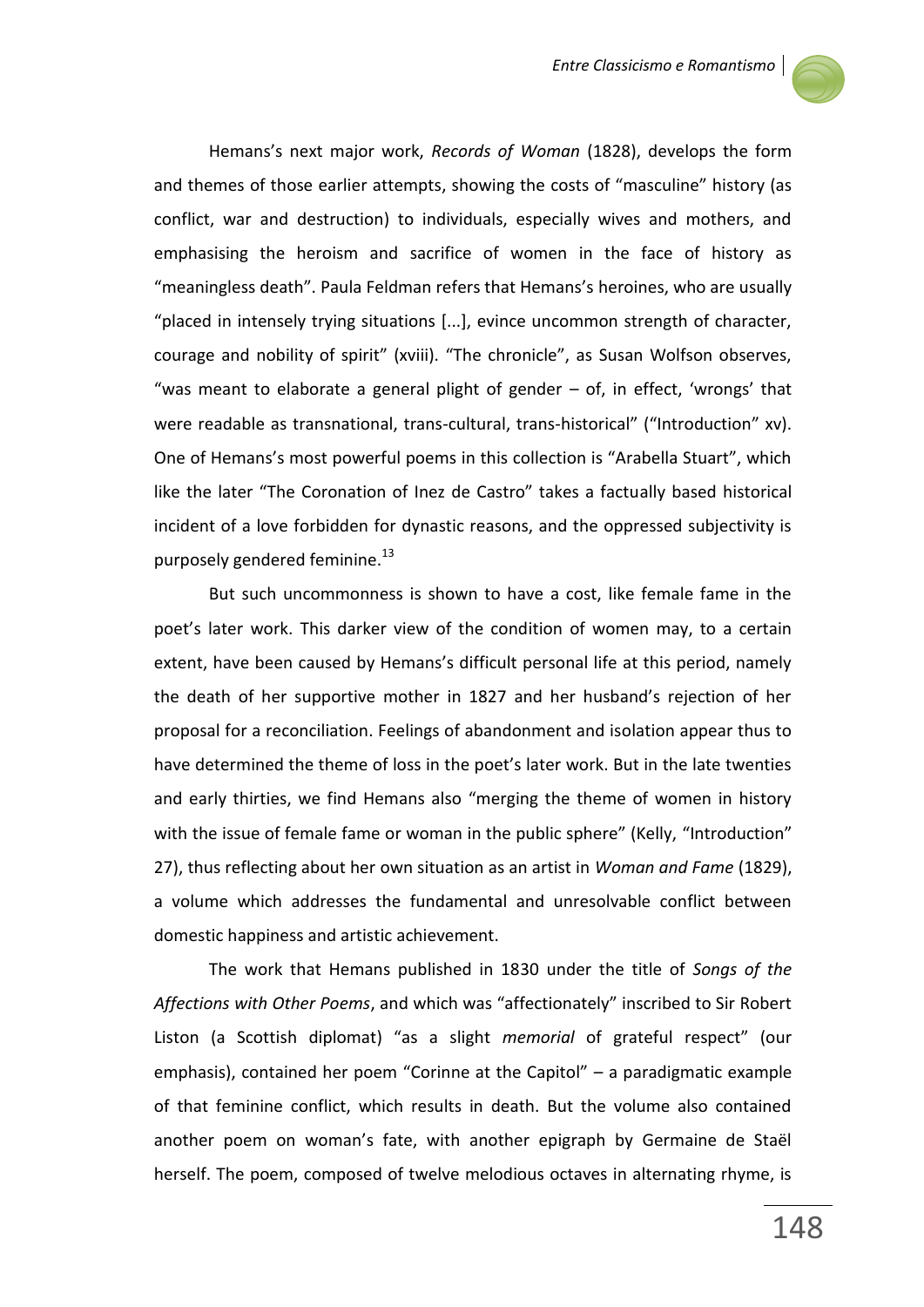Hemans's next major work, *Records of Woman* (1828), develops the form and themes of those earlier attempts, showing the costs of "masculine" history (as conflict, war and destruction) to individuals, especially wives and mothers, and emphasising the heroism and sacrifice of women in the face of history as "meaningless death". Paula Feldman refers that Hemans's heroines, who are usually "placed in intensely trying situations [...], evince uncommon strength of character, courage and nobility of spirit" (xviii). "The chronicle", as Susan Wolfson observes, "was meant to elaborate a general plight of gender – of, in effect, 'wrongs' that were readable as transnational, trans-cultural, trans-historical" ("Introduction" xv). One of Hemans's most powerful poems in this collection is "Arabella Stuart", which like the later "The Coronation of Inez de Castro" takes a factually based historical incident of a love forbidden for dynastic reasons, and the oppressed subjectivity is purposely gendered feminine.[13]

But such uncommonness is shown to have a cost, like female fame in the poet's later work. This darker view of the condition of women may, to a certain extent, have been caused by Hemans's difficult personal life at this period, namely the death of her supportive mother in 1827 and her husband's rejection of her proposal for a reconciliation. Feelings of abandonment and isolation appear thus to have determined the theme of loss in the poet's later work. But in the late twenties and early thirties, we find Hemans also "merging the theme of women in history with the issue of female fame or woman in the public sphere" (Kelly, "Introduction" 27), thus reflecting about her own situation as an artist in *Woman and Fame* (1829), a volume which addresses the fundamental and unresolvable conflict between domestic happiness and artistic achievement.

The work that Hemans published in 1830 under the title of *Songs of the Affections with Other Poems*, and which was "affectionately" inscribed to Sir Robert Liston (a Scottish diplomat) "as a slight *memorial* of grateful respect" (our emphasis), contained her poem "Corinne at the Capitol" – a paradigmatic example of that feminine conflict, which results in death. But the volume also contained another poem on woman's fate, with another epigraph by Germaine de Staël herself. The poem, composed of twelve melodious octaves in alternating rhyme, is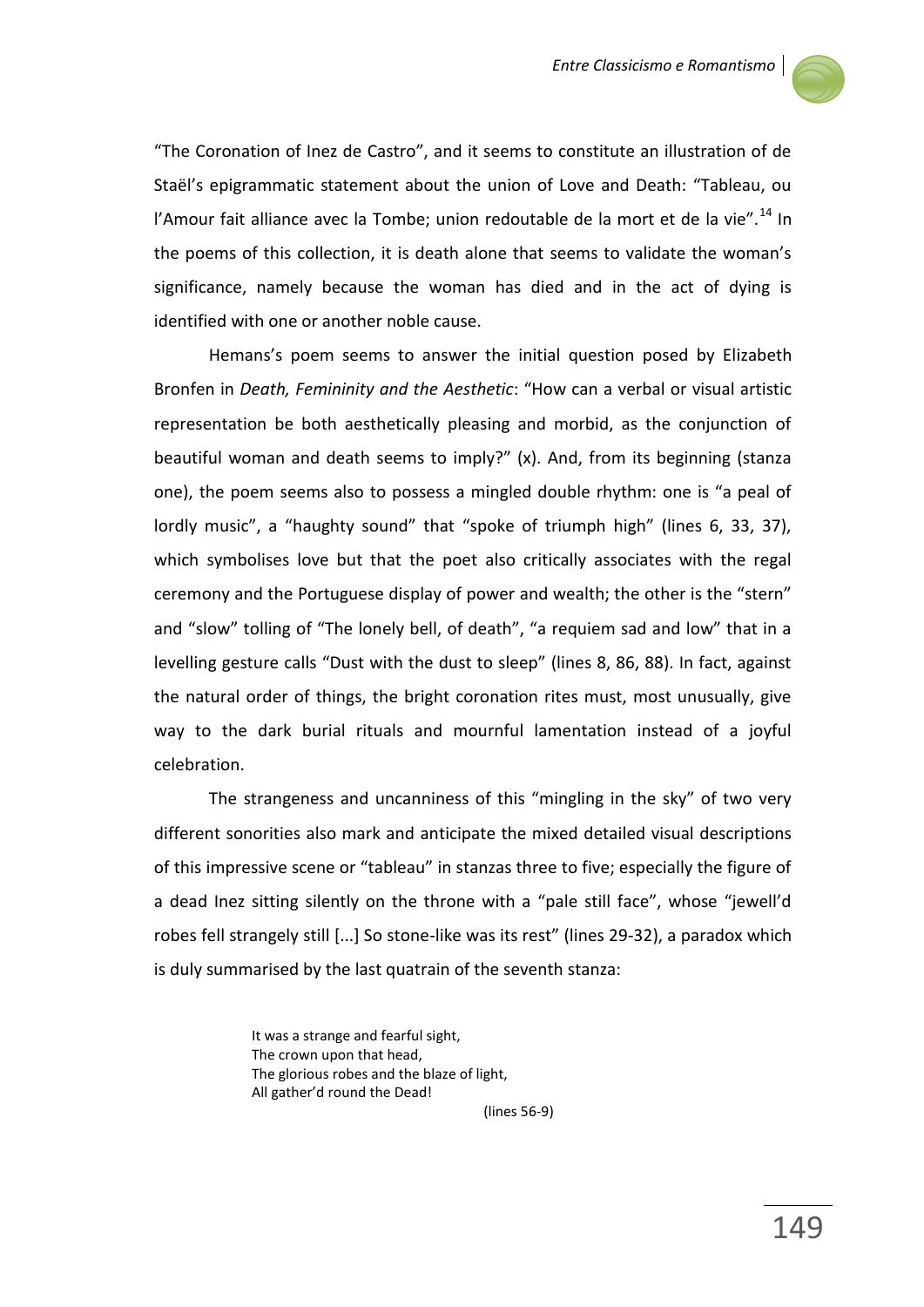"The Coronation of Inez de Castro", and it seems to constitute an illustration of de Staël's epigrammatic statement about the union of Love and Death: "Tableau, ou l'Amour fait alliance avec la Tombe; union redoutable de la mort et de la vie".[14] In the poems of this collection, it is death alone that seems to validate the woman's significance, namely because the woman has died and in the act of dying is identified with one or another noble cause.

Hemans's poem seems to answer the initial question posed by Elizabeth Bronfen in *Death, Femininity and the Aesthetic*: "How can a verbal or visual artistic representation be both aesthetically pleasing and morbid, as the conjunction of beautiful woman and death seems to imply?" (x). And, from its beginning (stanza one), the poem seems also to possess a mingled double rhythm: one is "a peal of lordly music", a "haughty sound" that "spoke of triumph high" (lines 6, 33, 37), which symbolises love but that the poet also critically associates with the regal ceremony and the Portuguese display of power and wealth; the other is the "stern" and "slow" tolling of "The lonely bell, of death", "a requiem sad and low" that in a levelling gesture calls "Dust with the dust to sleep" (lines 8, 86, 88). In fact, against the natural order of things, the bright coronation rites must, most unusually, give way to the dark burial rituals and mournful lamentation instead of a joyful celebration.

The strangeness and uncanniness of this "mingling in the sky" of two very different sonorities also mark and anticipate the mixed detailed visual descriptions of this impressive scene or "tableau" in stanzas three to five; especially the figure of a dead Inez sitting silently on the throne with a "pale still face", whose "jewell'd robes fell strangely still [...] So stone-like was its rest" (lines 29-32), a paradox which is duly summarised by the last quatrain of the seventh stanza:

> It was a strange and fearful sight,
> The crown upon that head,
> The glorious robes and the blaze of light,
> All gather'd round the Dead!
>
> (lines 56-9)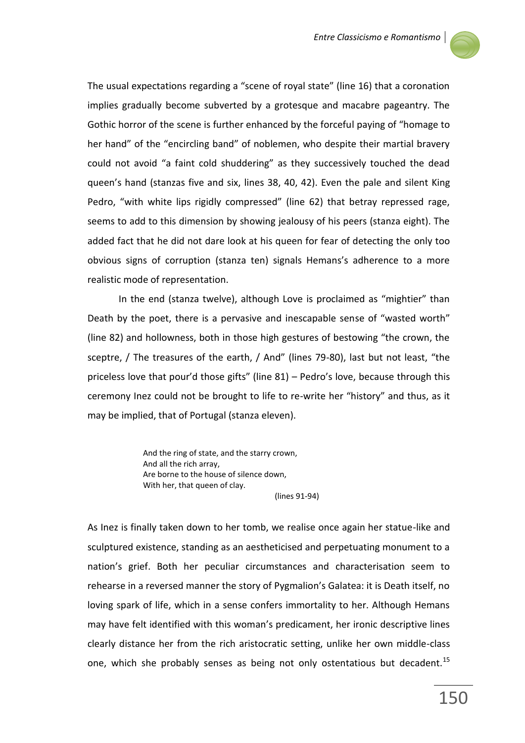The usual expectations regarding a "scene of royal state" (line 16) that a coronation implies gradually become subverted by a grotesque and macabre pageantry. The Gothic horror of the scene is further enhanced by the forceful paying of "homage to her hand" of the "encircling band" of noblemen, who despite their martial bravery could not avoid "a faint cold shuddering" as they successively touched the dead queen's hand (stanzas five and six, lines 38, 40, 42). Even the pale and silent King Pedro, "with white lips rigidly compressed" (line 62) that betray repressed rage, seems to add to this dimension by showing jealousy of his peers (stanza eight). The added fact that he did not dare look at his queen for fear of detecting the only too obvious signs of corruption (stanza ten) signals Hemans's adherence to a more realistic mode of representation.

In the end (stanza twelve), although Love is proclaimed as "mightier" than Death by the poet, there is a pervasive and inescapable sense of "wasted worth" (line 82) and hollowness, both in those high gestures of bestowing "the crown, the sceptre, / The treasures of the earth, / And" (lines 79-80), last but not least, "the priceless love that pour'd those gifts" (line 81) – Pedro's love, because through this ceremony Inez could not be brought to life to re-write her "history" and thus, as it may be implied, that of Portugal (stanza eleven).

> And the ring of state, and the starry crown,
> And all the rich array,
> Are borne to the house of silence down,
> With her, that queen of clay.
>
> (lines 91-94)

As Inez is finally taken down to her tomb, we realise once again her statue-like and sculptured existence, standing as an aestheticised and perpetuating monument to a nation's grief. Both her peculiar circumstances and characterisation seem to rehearse in a reversed manner the story of Pygmalion's Galatea: it is Death itself, no loving spark of life, which in a sense confers immortality to her. Although Hemans may have felt identified with this woman's predicament, her ironic descriptive lines clearly distance her from the rich aristocratic setting, unlike her own middle-class one, which she probably senses as being not only ostentatious but decadent.[15]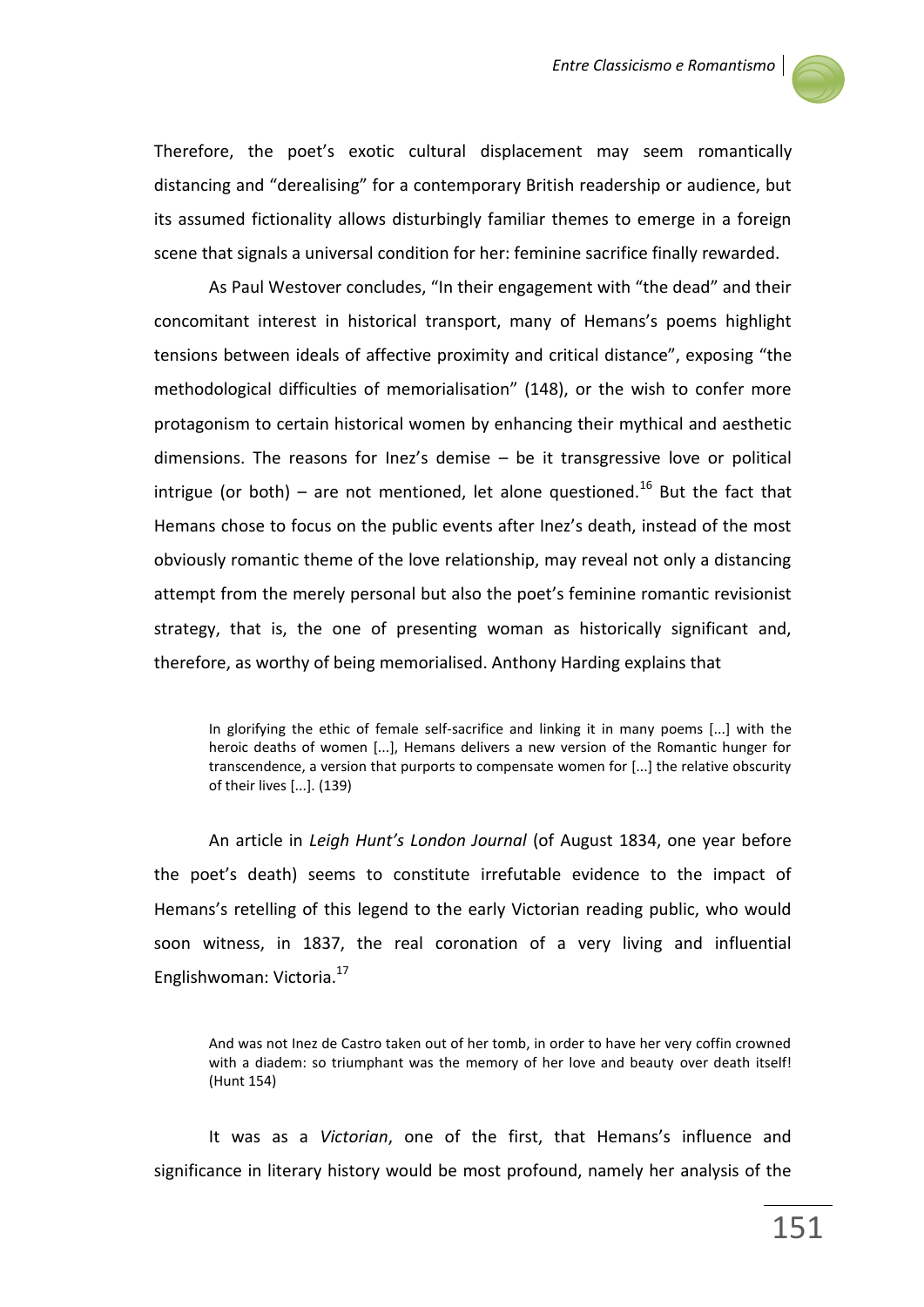Therefore, the poet's exotic cultural displacement may seem romantically distancing and "derealising" for a contemporary British readership or audience, but its assumed fictionality allows disturbingly familiar themes to emerge in a foreign scene that signals a universal condition for her: feminine sacrifice finally rewarded.

As Paul Westover concludes, "In their engagement with "the dead" and their concomitant interest in historical transport, many of Hemans's poems highlight tensions between ideals of affective proximity and critical distance", exposing "the methodological difficulties of memorialisation" (148), or the wish to confer more protagonism to certain historical women by enhancing their mythical and aesthetic dimensions. The reasons for Inez's demise – be it transgressive love or political intrigue (or both) – are not mentioned, let alone questioned.[16] But the fact that Hemans chose to focus on the public events after Inez's death, instead of the most obviously romantic theme of the love relationship, may reveal not only a distancing attempt from the merely personal but also the poet's feminine romantic revisionist strategy, that is, the one of presenting woman as historically significant and, therefore, as worthy of being memorialised. Anthony Harding explains that

> In glorifying the ethic of female self-sacrifice and linking it in many poems [...] with the heroic deaths of women [...], Hemans delivers a new version of the Romantic hunger for transcendence, a version that purports to compensate women for [...] the relative obscurity of their lives [...]. (139)

An article in *Leigh Hunt's London Journal* (of August 1834, one year before the poet's death) seems to constitute irrefutable evidence to the impact of Hemans's retelling of this legend to the early Victorian reading public, who would soon witness, in 1837, the real coronation of a very living and influential Englishwoman: Victoria.[17]

> And was not Inez de Castro taken out of her tomb, in order to have her very coffin crowned with a diadem: so triumphant was the memory of her love and beauty over death itself! (Hunt 154)

It was as a *Victorian*, one of the first, that Hemans's influence and significance in literary history would be most profound, namely her analysis of the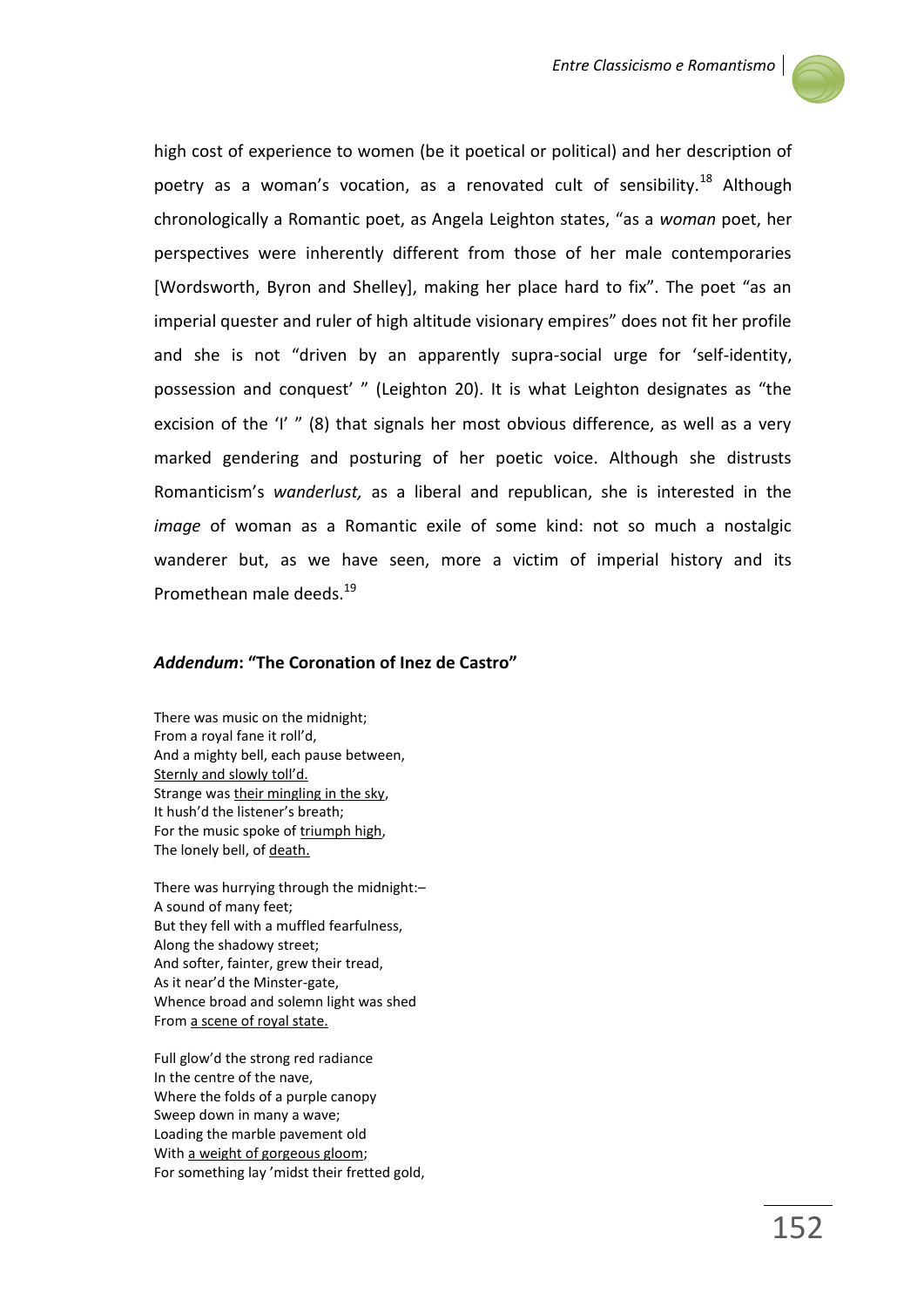high cost of experience to women (be it poetical or political) and her description of poetry as a woman's vocation, as a renovated cult of sensibility.[18] Although chronologically a Romantic poet, as Angela Leighton states, "as a *woman* poet, her perspectives were inherently different from those of her male contemporaries [Wordsworth, Byron and Shelley], making her place hard to fix". The poet "as an imperial quester and ruler of high altitude visionary empires" does not fit her profile and she is not "driven by an apparently supra-social urge for 'self-identity, possession and conquest' " (Leighton 20). It is what Leighton designates as "the excision of the 'I' " (8) that signals her most obvious difference, as well as a very marked gendering and posturing of her poetic voice. Although she distrusts Romanticism's *wanderlust,* as a liberal and republican, she is interested in the *image* of woman as a Romantic exile of some kind: not so much a nostalgic wanderer but, as we have seen, more a victim of imperial history and its Promethean male deeds.[19]

### *Addendum*: "The Coronation of Inez de Castro"

There was music on the midnight;
From a royal fane it roll'd,
And a mighty bell, each pause between,
<u>Sternly and slowly toll'd.</u>
Strange was <u>their mingling in the sky</u>,
It hush'd the listener's breath;
For the music spoke of <u>triumph high</u>,
The lonely bell, of <u>death.</u>

There was hurrying through the midnight:–
A sound of many feet;
But they fell with a muffled fearfulness,
Along the shadowy street;
And softer, fainter, grew their tread,
As it near'd the Minster-gate,
Whence broad and solemn light was shed
From <u>a scene of royal state.</u>

Full glow'd the strong red radiance
In the centre of the nave,
Where the folds of a purple canopy
Sweep down in many a wave;
Loading the marble pavement old
With <u>a weight of gorgeous gloom</u>;
For something lay 'midst their fretted gold,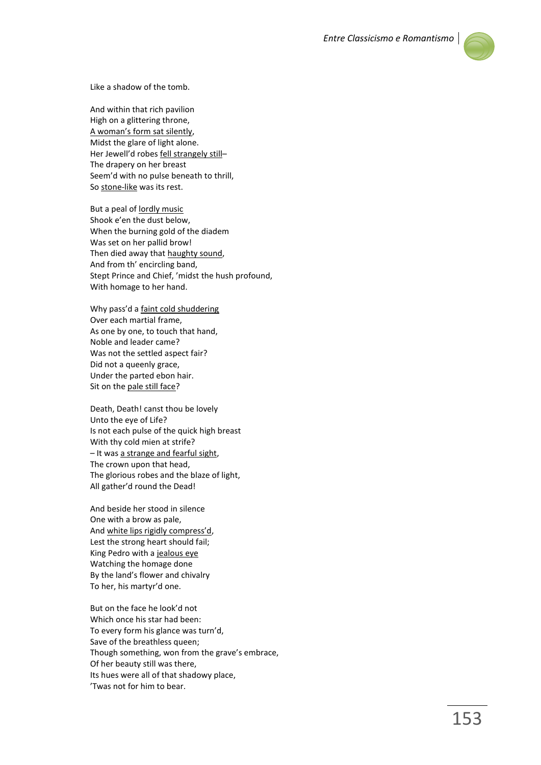Like a shadow of the tomb.

And within that rich pavilion  
High on a glittering throne,  
<u>A woman's form sat silently</u>,  
Midst the glare of light alone.  
Her Jewell'd robes <u>fell strangely still</u>–  
The drapery on her breast  
Seem'd with no pulse beneath to thrill,  
So <u>stone-like</u> was its rest.

But a peal of <u>lordly music</u>  
Shook e'en the dust below,  
When the burning gold of the diadem  
Was set on her pallid brow!  
Then died away that <u>haughty sound</u>,  
And from th' encircling band,  
Stept Prince and Chief, 'midst the hush profound,  
With homage to her hand.

Why pass'd a <u>faint cold shuddering</u>  
Over each martial frame,  
As one by one, to touch that hand,  
Noble and leader came?  
Was not the settled aspect fair?  
Did not a queenly grace,  
Under the parted ebon hair.  
Sit on the <u>pale still face</u>?

Death, Death! canst thou be lovely  
Unto the eye of Life?  
Is not each pulse of the quick high breast  
With thy cold mien at strife?  
– It was <u>a strange and fearful sight</u>,  
The crown upon that head,  
The glorious robes and the blaze of light,  
All gather'd round the Dead!

And beside her stood in silence  
One with a brow as pale,  
And <u>white lips rigidly compress'd</u>,  
Lest the strong heart should fail;  
King Pedro with a <u>jealous eye</u>  
Watching the homage done  
By the land's flower and chivalry  
To her, his martyr'd one.

But on the face he look'd not  
Which once his star had been:  
To every form his glance was turn'd,  
Save of the breathless queen;  
Though something, won from the grave's embrace,  
Of her beauty still was there,  
Its hues were all of that shadowy place,  
'Twas not for him to bear.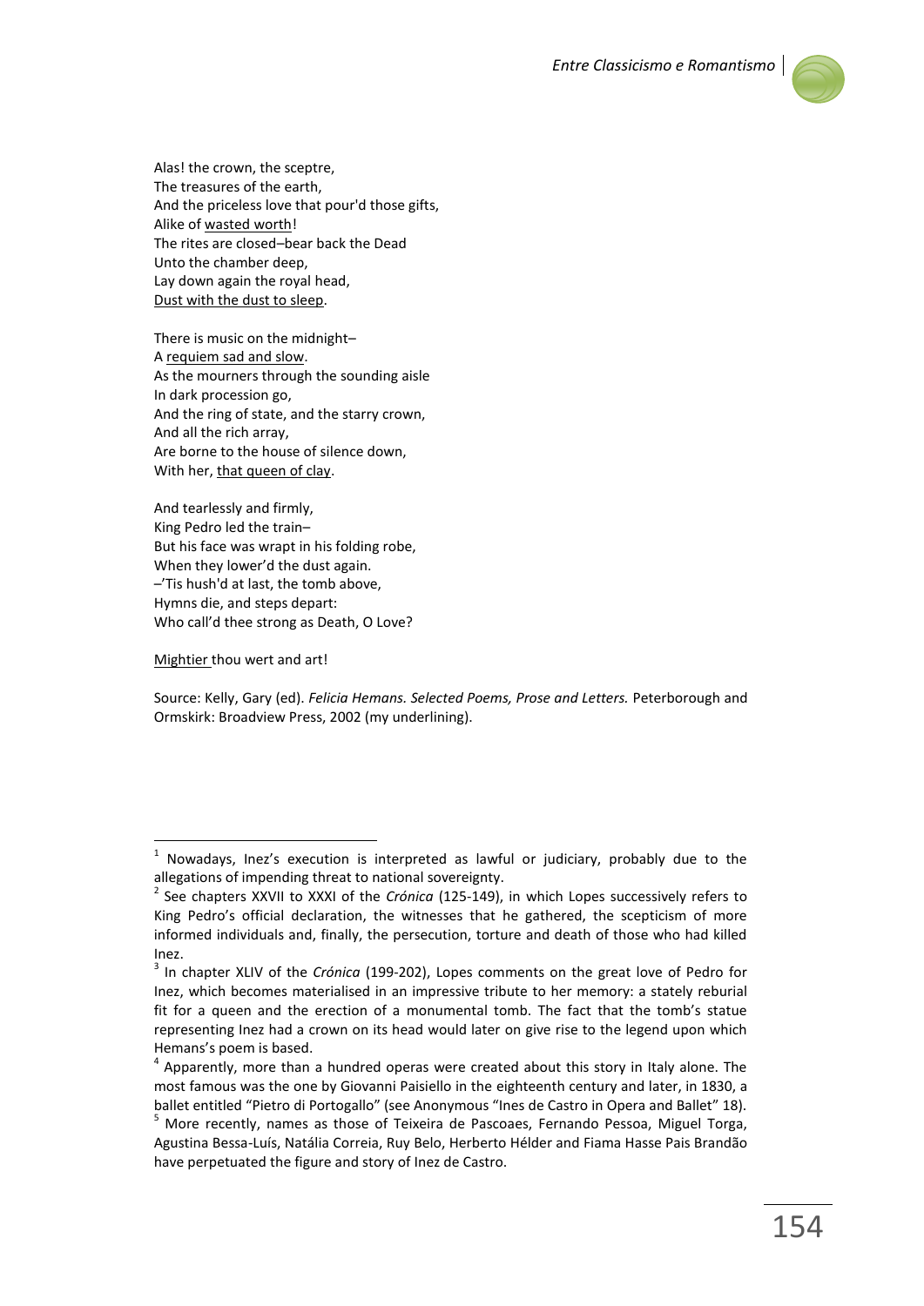Alas! the crown, the sceptre,  
The treasures of the earth,  
And the priceless love that pour'd those gifts,  
Alike of <u>wasted worth</u>!  
The rites are closed–bear back the Dead  
Unto the chamber deep,  
Lay down again the royal head,  
<u>Dust with the dust to sleep</u>.

There is music on the midnight–  
A <u>requiem sad and slow</u>.  
As the mourners through the sounding aisle  
In dark procession go,  
And the ring of state, and the starry crown,  
And all the rich array,  
Are borne to the house of silence down,  
With her, <u>that queen of clay</u>.

And tearlessly and firmly,  
King Pedro led the train–  
But his face was wrapt in his folding robe,  
When they lower'd the dust again.  
–'Tis hush'd at last, the tomb above,  
Hymns die, and steps depart:  
Who call'd thee strong as Death, O Love?

<u>Mightier</u> thou wert and art!

Source: Kelly, Gary (ed). *Felicia Hemans. Selected Poems, Prose and Letters.* Peterborough and Ormskirk: Broadview Press, 2002 (my underlining).

---

[1] Nowadays, Inez's execution is interpreted as lawful or judiciary, probably due to the allegations of impending threat to national sovereignty.

[2] See chapters XXVII to XXXI of the *Crónica* (125-149), in which Lopes successively refers to King Pedro's official declaration, the witnesses that he gathered, the scepticism of more informed individuals and, finally, the persecution, torture and death of those who had killed Inez.

[3] In chapter XLIV of the *Crónica* (199-202), Lopes comments on the great love of Pedro for Inez, which becomes materialised in an impressive tribute to her memory: a stately reburial fit for a queen and the erection of a monumental tomb. The fact that the tomb's statue representing Inez had a crown on its head would later on give rise to the legend upon which Hemans's poem is based.

[4] Apparently, more than a hundred operas were created about this story in Italy alone. The most famous was the one by Giovanni Paisiello in the eighteenth century and later, in 1830, a ballet entitled "Pietro di Portogallo" (see Anonymous "Ines de Castro in Opera and Ballet" 18).

[5] More recently, names as those of Teixeira de Pascoaes, Fernando Pessoa, Miguel Torga, Agustina Bessa-Luís, Natália Correia, Ruy Belo, Herberto Hélder and Fiama Hasse Pais Brandão have perpetuated the figure and story of Inez de Castro.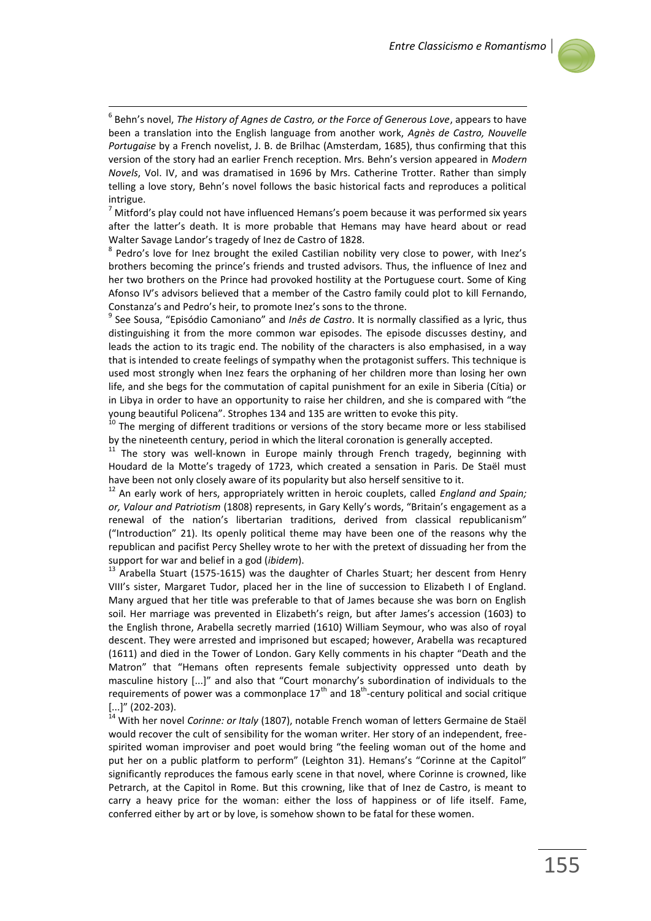[6] Behn's novel, *The History of Agnes de Castro, or the Force of Generous Love*, appears to have been a translation into the English language from another work, *Agnès de Castro, Nouvelle Portugaise* by a French novelist, J. B. de Brilhac (Amsterdam, 1685), thus confirming that this version of the story had an earlier French reception. Mrs. Behn's version appeared in *Modern Novels*, Vol. IV, and was dramatised in 1696 by Mrs. Catherine Trotter. Rather than simply telling a love story, Behn's novel follows the basic historical facts and reproduces a political intrigue.

[7] Mitford's play could not have influenced Hemans's poem because it was performed six years after the latter's death. It is more probable that Hemans may have heard about or read Walter Savage Landor's tragedy of Inez de Castro of 1828.

[8] Pedro's love for Inez brought the exiled Castilian nobility very close to power, with Inez's brothers becoming the prince's friends and trusted advisors. Thus, the influence of Inez and her two brothers on the Prince had provoked hostility at the Portuguese court. Some of King Afonso IV's advisors believed that a member of the Castro family could plot to kill Fernando, Constanza's and Pedro's heir, to promote Inez's sons to the throne.

[9] See Sousa, "Episódio Camoniano" and *Inês de Castro*. It is normally classified as a lyric, thus distinguishing it from the more common war episodes. The episode discusses destiny, and leads the action to its tragic end. The nobility of the characters is also emphasised, in a way that is intended to create feelings of sympathy when the protagonist suffers. This technique is used most strongly when Inez fears the orphaning of her children more than losing her own life, and she begs for the commutation of capital punishment for an exile in Siberia (Cítia) or in Libya in order to have an opportunity to raise her children, and she is compared with "the young beautiful Policena". Strophes 134 and 135 are written to evoke this pity.

[10] The merging of different traditions or versions of the story became more or less stabilised by the nineteenth century, period in which the literal coronation is generally accepted.

[11] The story was well-known in Europe mainly through French tragedy, beginning with Houdard de la Motte's tragedy of 1723, which created a sensation in Paris. De Staël must have been not only closely aware of its popularity but also herself sensitive to it.

[12] An early work of hers, appropriately written in heroic couplets, called *England and Spain; or, Valour and Patriotism* (1808) represents, in Gary Kelly's words, "Britain's engagement as a renewal of the nation's libertarian traditions, derived from classical republicanism" ("Introduction" 21). Its openly political theme may have been one of the reasons why the republican and pacifist Percy Shelley wrote to her with the pretext of dissuading her from the support for war and belief in a god (*ibidem*).

[13] Arabella Stuart (1575-1615) was the daughter of Charles Stuart; her descent from Henry VIII's sister, Margaret Tudor, placed her in the line of succession to Elizabeth I of England. Many argued that her title was preferable to that of James because she was born on English soil. Her marriage was prevented in Elizabeth's reign, but after James's accession (1603) to the English throne, Arabella secretly married (1610) William Seymour, who was also of royal descent. They were arrested and imprisoned but escaped; however, Arabella was recaptured (1611) and died in the Tower of London. Gary Kelly comments in his chapter "Death and the Matron" that "Hemans often represents female subjectivity oppressed unto death by masculine history [...]" and also that "Court monarchy's subordination of individuals to the requirements of power was a commonplace 17th and 18th-century political and social critique [...]" (202-203).

[14] With her novel *Corinne: or Italy* (1807), notable French woman of letters Germaine de Staël would recover the cult of sensibility for the woman writer. Her story of an independent, free-spirited woman improviser and poet would bring "the feeling woman out of the home and put her on a public platform to perform" (Leighton 31). Hemans's "Corinne at the Capitol" significantly reproduces the famous early scene in that novel, where Corinne is crowned, like Petrarch, at the Capitol in Rome. But this crowning, like that of Inez de Castro, is meant to carry a heavy price for the woman: either the loss of happiness or of life itself. Fame, conferred either by art or by love, is somehow shown to be fatal for these women.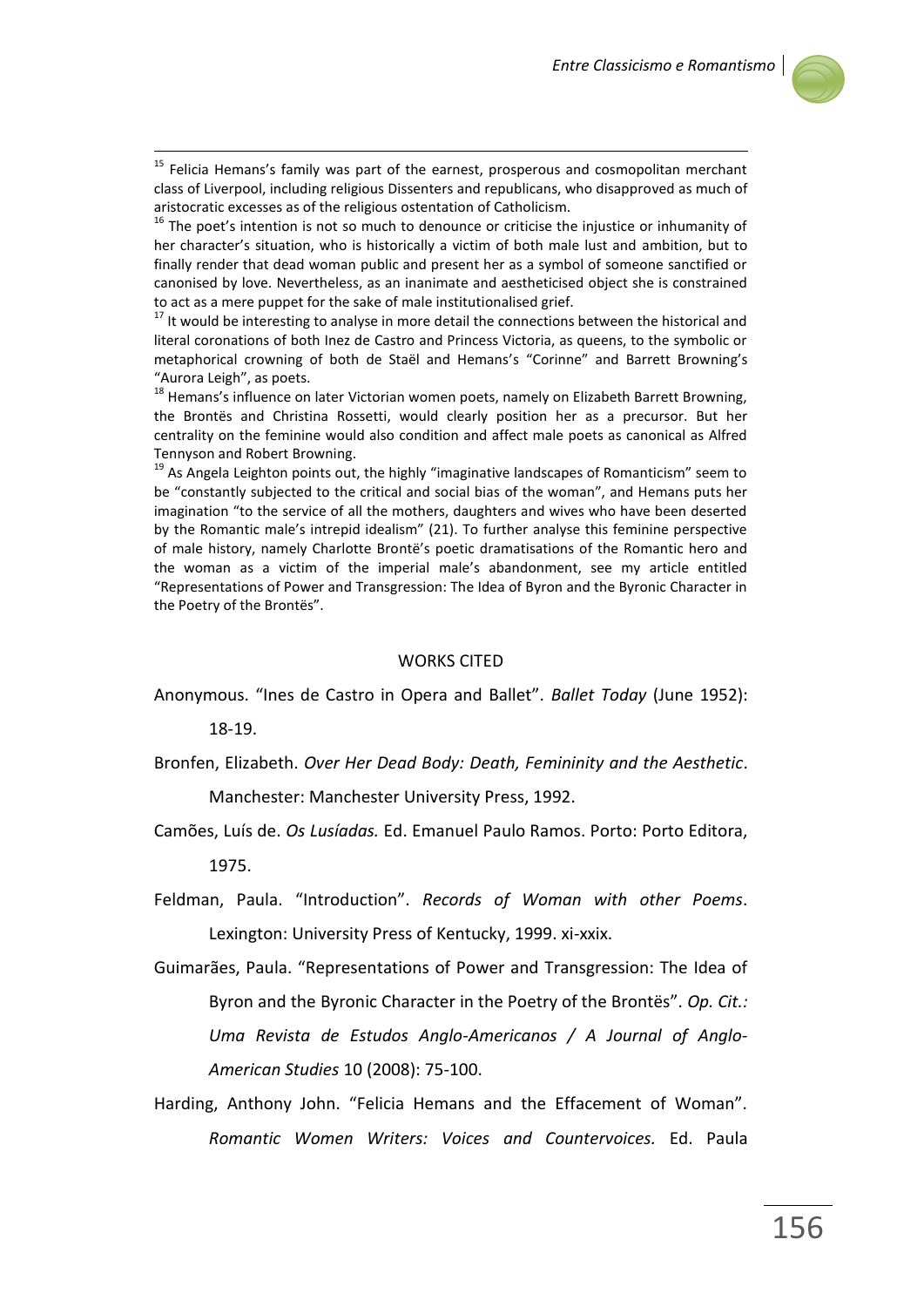[15] Felicia Hemans's family was part of the earnest, prosperous and cosmopolitan merchant class of Liverpool, including religious Dissenters and republicans, who disapproved as much of aristocratic excesses as of the religious ostentation of Catholicism.

[16] The poet's intention is not so much to denounce or criticise the injustice or inhumanity of her character's situation, who is historically a victim of both male lust and ambition, but to finally render that dead woman public and present her as a symbol of someone sanctified or canonised by love. Nevertheless, as an inanimate and aestheticised object she is constrained to act as a mere puppet for the sake of male institutionalised grief.

[17] It would be interesting to analyse in more detail the connections between the historical and literal coronations of both Inez de Castro and Princess Victoria, as queens, to the symbolic or metaphorical crowning of both de Staël and Hemans's "Corinne" and Barrett Browning's "Aurora Leigh", as poets.

[18] Hemans's influence on later Victorian women poets, namely on Elizabeth Barrett Browning, the Brontës and Christina Rossetti, would clearly position her as a precursor. But her centrality on the feminine would also condition and affect male poets as canonical as Alfred Tennyson and Robert Browning.

[19] As Angela Leighton points out, the highly "imaginative landscapes of Romanticism" seem to be "constantly subjected to the critical and social bias of the woman", and Hemans puts her imagination "to the service of all the mothers, daughters and wives who have been deserted by the Romantic male's intrepid idealism" (21). To further analyse this feminine perspective of male history, namely Charlotte Brontë's poetic dramatisations of the Romantic hero and the woman as a victim of the imperial male's abandonment, see my article entitled "Representations of Power and Transgression: The Idea of Byron and the Byronic Character in the Poetry of the Brontës".

## WORKS CITED

Anonymous. "Ines de Castro in Opera and Ballet". *Ballet Today* (June 1952): 18-19.

Bronfen, Elizabeth. *Over Her Dead Body: Death, Femininity and the Aesthetic*. Manchester: Manchester University Press, 1992.

Camões, Luís de. *Os Lusíadas.* Ed. Emanuel Paulo Ramos. Porto: Porto Editora, 1975.

Feldman, Paula. "Introduction". *Records of Woman with other Poems*. Lexington: University Press of Kentucky, 1999. xi-xxix.

Guimarães, Paula. "Representations of Power and Transgression: The Idea of Byron and the Byronic Character in the Poetry of the Brontës". *Op. Cit.: Uma Revista de Estudos Anglo-Americanos / A Journal of Anglo-American Studies* 10 (2008): 75-100.

Harding, Anthony John. "Felicia Hemans and the Effacement of Woman". *Romantic Women Writers: Voices and Countervoices.* Ed. Paula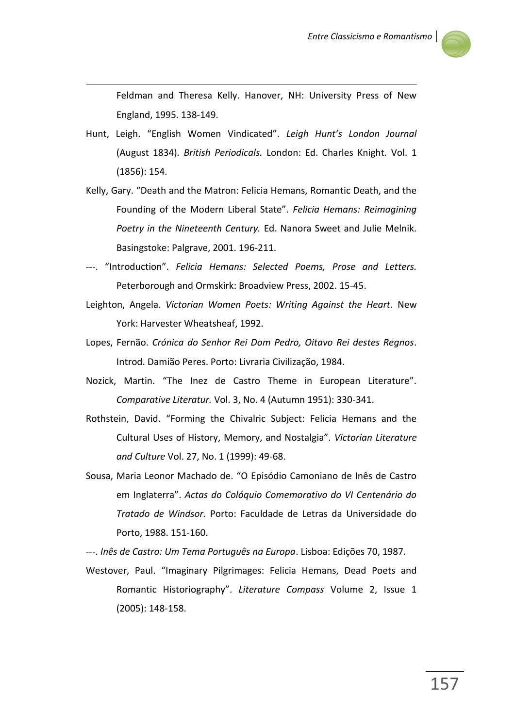Feldman and Theresa Kelly. Hanover, NH: University Press of New England, 1995. 138-149.

Hunt, Leigh. "English Women Vindicated". *Leigh Hunt's London Journal* (August 1834)*. British Periodicals.* London: Ed. Charles Knight. Vol. 1 (1856): 154.

Kelly, Gary. "Death and the Matron: Felicia Hemans, Romantic Death, and the Founding of the Modern Liberal State". *Felicia Hemans: Reimagining Poetry in the Nineteenth Century.* Ed. Nanora Sweet and Julie Melnik. Basingstoke: Palgrave, 2001. 196-211.

---. "Introduction". *Felicia Hemans: Selected Poems, Prose and Letters.* Peterborough and Ormskirk: Broadview Press, 2002. 15-45.

Leighton, Angela. *Victorian Women Poets: Writing Against the Heart*. New York: Harvester Wheatsheaf, 1992.

Lopes, Fernão. *Crónica do Senhor Rei Dom Pedro, Oitavo Rei destes Regnos*. Introd. Damião Peres. Porto: Livraria Civilização, 1984.

Nozick, Martin. "The Inez de Castro Theme in European Literature". *Comparative Literatur.* Vol. 3, No. 4 (Autumn 1951): 330-341.

Rothstein, David. "Forming the Chivalric Subject: Felicia Hemans and the Cultural Uses of History, Memory, and Nostalgia". *Victorian Literature and Culture* Vol. 27, No. 1 (1999): 49-68.

Sousa, Maria Leonor Machado de. "O Episódio Camoniano de Inês de Castro em Inglaterra". *Actas do Colóquio Comemorativo do VI Centenário do Tratado de Windsor.* Porto: Faculdade de Letras da Universidade do Porto, 1988. 151-160.

---. *Inês de Castro: Um Tema Português na Europa*. Lisboa: Edições 70, 1987.

Westover, Paul. "Imaginary Pilgrimages: Felicia Hemans, Dead Poets and Romantic Historiography". *Literature Compass* Volume 2, Issue 1 (2005): 148-158.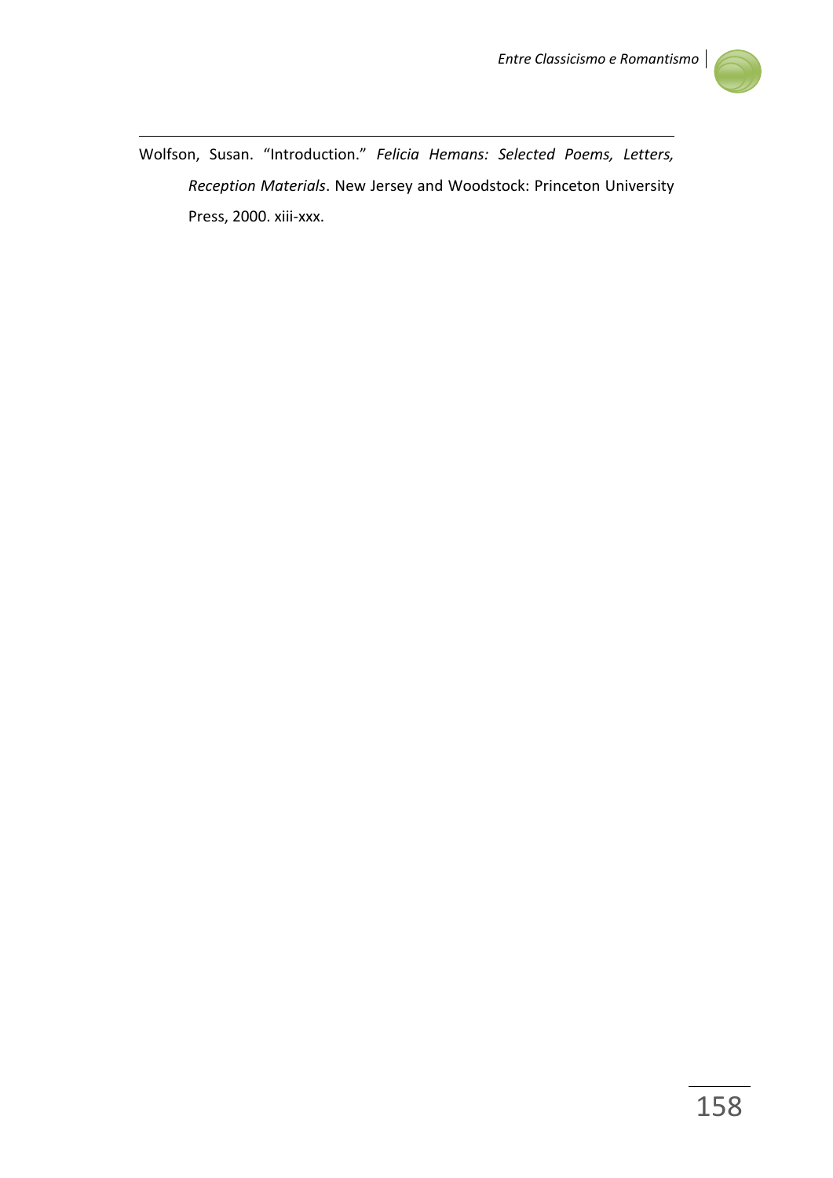Wolfson, Susan. "Introduction." *Felicia Hemans: Selected Poems, Letters, Reception Materials*. New Jersey and Woodstock: Princeton University Press, 2000. xiii-xxx.